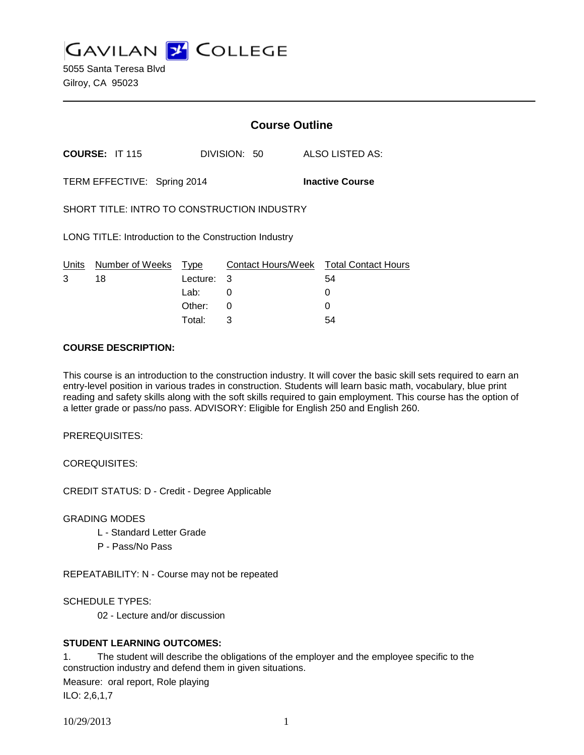# GAVILAN COLLEGE

5055 Santa Teresa Blvd
Gilroy, CA 95023

## Course Outline

**COURSE:** IT 115 DIVISION: 50 ALSO LISTED AS:

TERM EFFECTIVE: Spring 2014 **Inactive Course**

SHORT TITLE: INTRO TO CONSTRUCTION INDUSTRY

LONG TITLE: Introduction to the Construction Industry

| Units | Number of Weeks | Type | Contact Hours/Week | Total Contact Hours |
|---|---|---|---|---|
| 3 | 18 | Lecture: | 3 | 54 |
| | | Lab: | 0 | 0 |
| | | Other: | 0 | 0 |
| | | Total: | 3 | 54 |

**COURSE DESCRIPTION:**

This course is an introduction to the construction industry. It will cover the basic skill sets required to earn an entry-level position in various trades in construction. Students will learn basic math, vocabulary, blue print reading and safety skills along with the soft skills required to gain employment. This course has the option of a letter grade or pass/no pass. ADVISORY: Eligible for English 250 and English 260.

PREREQUISITES:

COREQUISITES:

CREDIT STATUS: D - Credit - Degree Applicable

GRADING MODES

L - Standard Letter Grade
P - Pass/No Pass

REPEATABILITY: N - Course may not be repeated

SCHEDULE TYPES:

02 - Lecture and/or discussion

**STUDENT LEARNING OUTCOMES:**

1. The student will describe the obligations of the employer and the employee specific to the construction industry and defend them in given situations.

Measure: oral report, Role playing

ILO: 2,6,1,7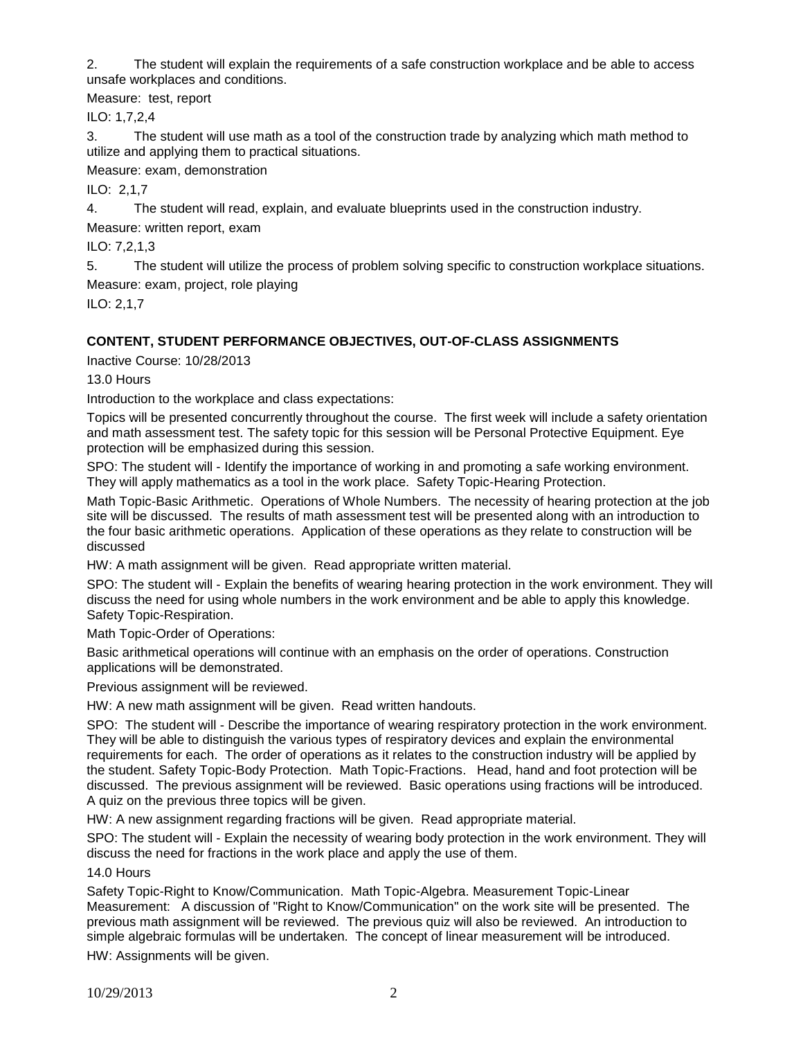2. The student will explain the requirements of a safe construction workplace and be able to access unsafe workplaces and conditions.

Measure: test, report

ILO: 1,7,2,4

3. The student will use math as a tool of the construction trade by analyzing which math method to utilize and applying them to practical situations.

Measure: exam, demonstration

ILO: 2,1,7

4. The student will read, explain, and evaluate blueprints used in the construction industry.

Measure: written report, exam

ILO: 7,2,1,3

5. The student will utilize the process of problem solving specific to construction workplace situations.

Measure: exam, project, role playing

ILO: 2,1,7

**CONTENT, STUDENT PERFORMANCE OBJECTIVES, OUT-OF-CLASS ASSIGNMENTS**

Inactive Course: 10/28/2013

13.0 Hours

Introduction to the workplace and class expectations:

Topics will be presented concurrently throughout the course. The first week will include a safety orientation and math assessment test. The safety topic for this session will be Personal Protective Equipment. Eye protection will be emphasized during this session.

SPO: The student will - Identify the importance of working in and promoting a safe working environment. They will apply mathematics as a tool in the work place. Safety Topic-Hearing Protection.

Math Topic-Basic Arithmetic. Operations of Whole Numbers. The necessity of hearing protection at the job site will be discussed. The results of math assessment test will be presented along with an introduction to the four basic arithmetic operations. Application of these operations as they relate to construction will be discussed

HW: A math assignment will be given. Read appropriate written material.

SPO: The student will - Explain the benefits of wearing hearing protection in the work environment. They will discuss the need for using whole numbers in the work environment and be able to apply this knowledge. Safety Topic-Respiration.

Math Topic-Order of Operations:

Basic arithmetical operations will continue with an emphasis on the order of operations. Construction applications will be demonstrated.

Previous assignment will be reviewed.

HW: A new math assignment will be given. Read written handouts.

SPO: The student will - Describe the importance of wearing respiratory protection in the work environment. They will be able to distinguish the various types of respiratory devices and explain the environmental requirements for each. The order of operations as it relates to the construction industry will be applied by the student. Safety Topic-Body Protection. Math Topic-Fractions. Head, hand and foot protection will be discussed. The previous assignment will be reviewed. Basic operations using fractions will be introduced. A quiz on the previous three topics will be given.

HW: A new assignment regarding fractions will be given. Read appropriate material.

SPO: The student will - Explain the necessity of wearing body protection in the work environment. They will discuss the need for fractions in the work place and apply the use of them.

14.0 Hours

Safety Topic-Right to Know/Communication. Math Topic-Algebra. Measurement Topic-Linear Measurement: A discussion of "Right to Know/Communication" on the work site will be presented. The previous math assignment will be reviewed. The previous quiz will also be reviewed. An introduction to simple algebraic formulas will be undertaken. The concept of linear measurement will be introduced.

HW: Assignments will be given.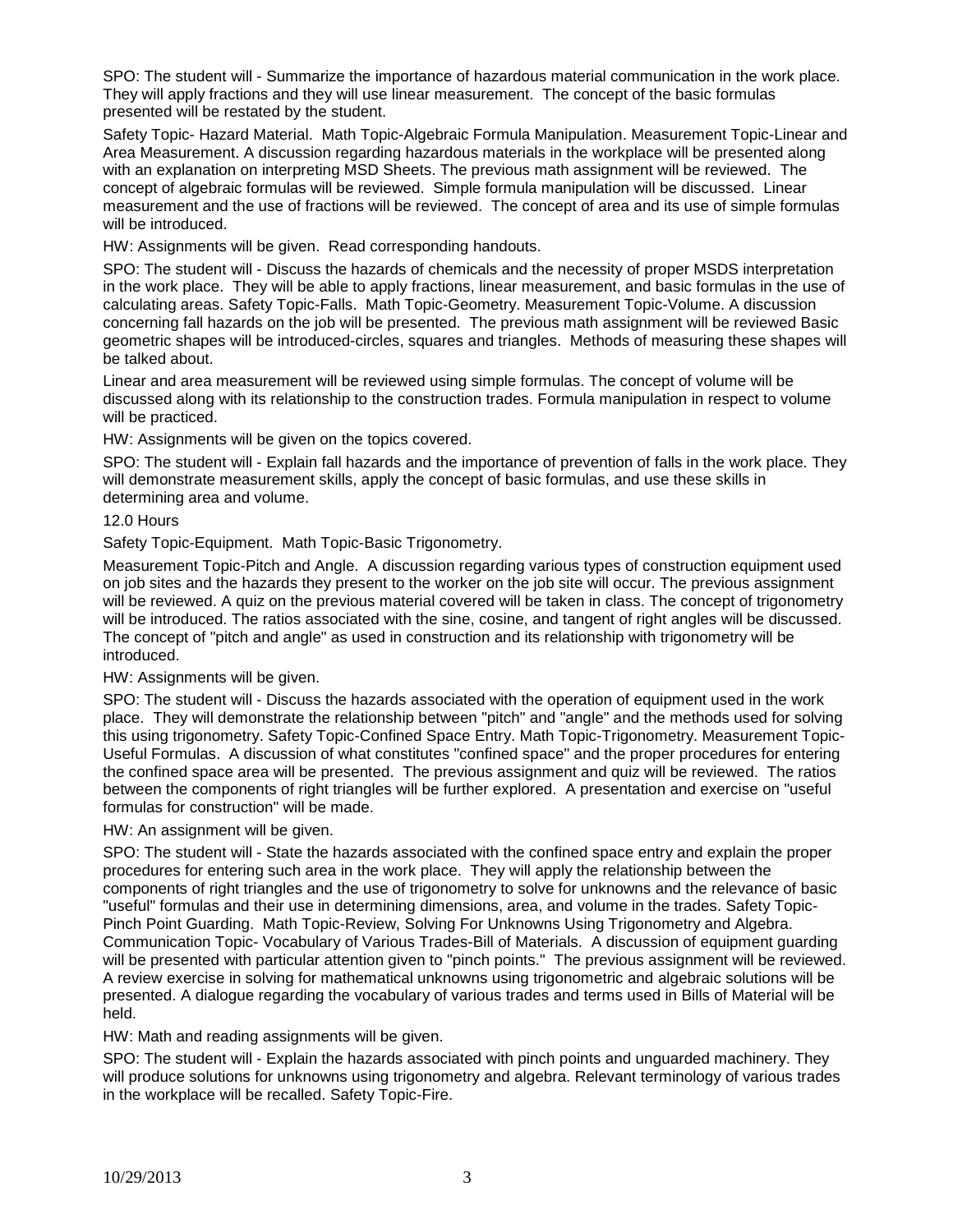SPO: The student will - Summarize the importance of hazardous material communication in the work place. They will apply fractions and they will use linear measurement. The concept of the basic formulas presented will be restated by the student.

Safety Topic- Hazard Material. Math Topic-Algebraic Formula Manipulation. Measurement Topic-Linear and Area Measurement. A discussion regarding hazardous materials in the workplace will be presented along with an explanation on interpreting MSD Sheets. The previous math assignment will be reviewed. The concept of algebraic formulas will be reviewed. Simple formula manipulation will be discussed. Linear measurement and the use of fractions will be reviewed. The concept of area and its use of simple formulas will be introduced.

HW: Assignments will be given. Read corresponding handouts.

SPO: The student will - Discuss the hazards of chemicals and the necessity of proper MSDS interpretation in the work place. They will be able to apply fractions, linear measurement, and basic formulas in the use of calculating areas. Safety Topic-Falls. Math Topic-Geometry. Measurement Topic-Volume. A discussion concerning fall hazards on the job will be presented. The previous math assignment will be reviewed Basic geometric shapes will be introduced-circles, squares and triangles. Methods of measuring these shapes will be talked about.

Linear and area measurement will be reviewed using simple formulas. The concept of volume will be discussed along with its relationship to the construction trades. Formula manipulation in respect to volume will be practiced.

HW: Assignments will be given on the topics covered.

SPO: The student will - Explain fall hazards and the importance of prevention of falls in the work place. They will demonstrate measurement skills, apply the concept of basic formulas, and use these skills in determining area and volume.

12.0 Hours

Safety Topic-Equipment. Math Topic-Basic Trigonometry.

Measurement Topic-Pitch and Angle. A discussion regarding various types of construction equipment used on job sites and the hazards they present to the worker on the job site will occur. The previous assignment will be reviewed. A quiz on the previous material covered will be taken in class. The concept of trigonometry will be introduced. The ratios associated with the sine, cosine, and tangent of right angles will be discussed. The concept of "pitch and angle" as used in construction and its relationship with trigonometry will be introduced.

HW: Assignments will be given.

SPO: The student will - Discuss the hazards associated with the operation of equipment used in the work place. They will demonstrate the relationship between "pitch" and "angle" and the methods used for solving this using trigonometry. Safety Topic-Confined Space Entry. Math Topic-Trigonometry. Measurement Topic-Useful Formulas. A discussion of what constitutes "confined space" and the proper procedures for entering the confined space area will be presented. The previous assignment and quiz will be reviewed. The ratios between the components of right triangles will be further explored. A presentation and exercise on "useful formulas for construction" will be made.

HW: An assignment will be given.

SPO: The student will - State the hazards associated with the confined space entry and explain the proper procedures for entering such area in the work place. They will apply the relationship between the components of right triangles and the use of trigonometry to solve for unknowns and the relevance of basic "useful" formulas and their use in determining dimensions, area, and volume in the trades. Safety Topic-Pinch Point Guarding. Math Topic-Review, Solving For Unknowns Using Trigonometry and Algebra. Communication Topic- Vocabulary of Various Trades-Bill of Materials. A discussion of equipment guarding will be presented with particular attention given to "pinch points." The previous assignment will be reviewed. A review exercise in solving for mathematical unknowns using trigonometric and algebraic solutions will be presented. A dialogue regarding the vocabulary of various trades and terms used in Bills of Material will be held.

HW: Math and reading assignments will be given.

SPO: The student will - Explain the hazards associated with pinch points and unguarded machinery. They will produce solutions for unknowns using trigonometry and algebra. Relevant terminology of various trades in the workplace will be recalled. Safety Topic-Fire.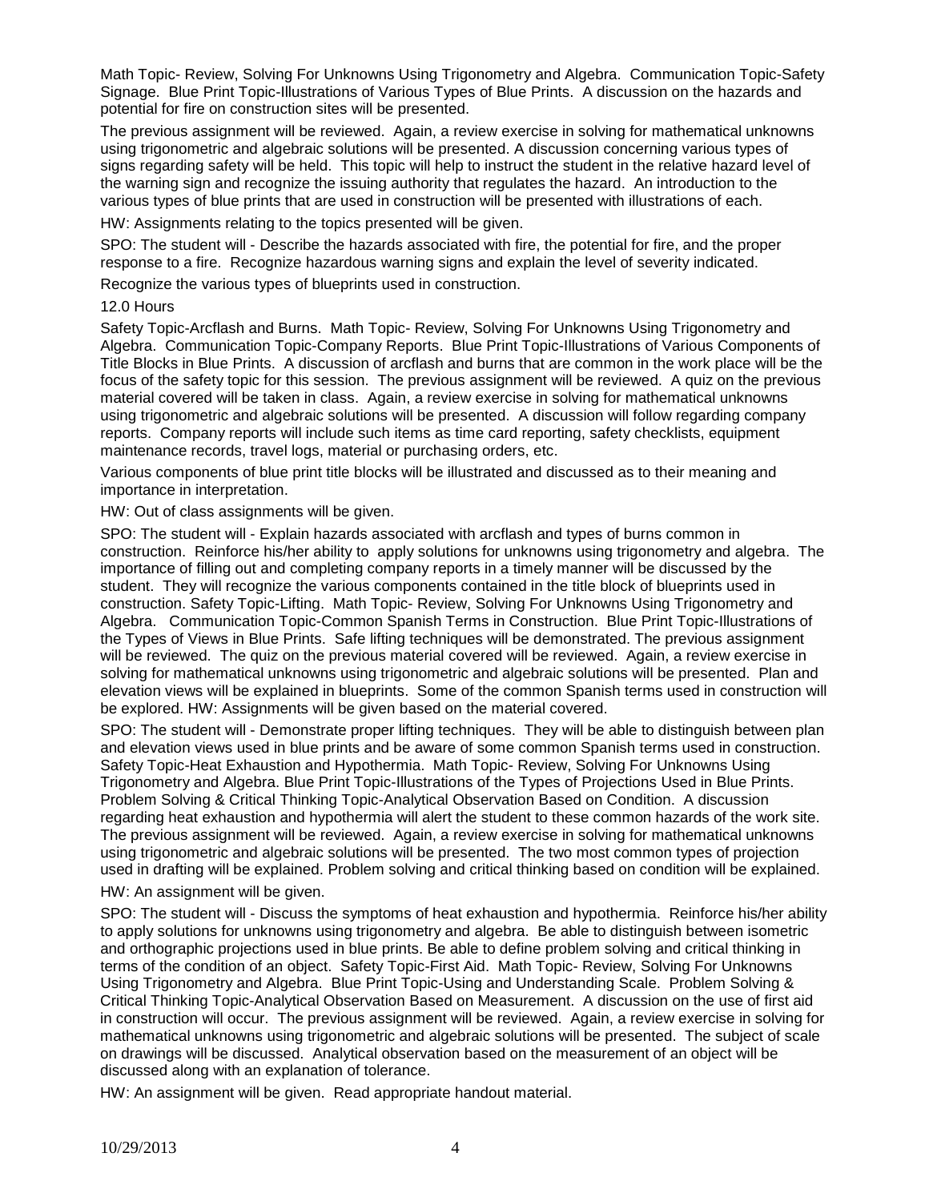Math Topic- Review, Solving For Unknowns Using Trigonometry and Algebra. Communication Topic-Safety Signage. Blue Print Topic-Illustrations of Various Types of Blue Prints. A discussion on the hazards and potential for fire on construction sites will be presented.

The previous assignment will be reviewed. Again, a review exercise in solving for mathematical unknowns using trigonometric and algebraic solutions will be presented. A discussion concerning various types of signs regarding safety will be held. This topic will help to instruct the student in the relative hazard level of the warning sign and recognize the issuing authority that regulates the hazard. An introduction to the various types of blue prints that are used in construction will be presented with illustrations of each.

HW: Assignments relating to the topics presented will be given.

SPO: The student will - Describe the hazards associated with fire, the potential for fire, and the proper response to a fire. Recognize hazardous warning signs and explain the level of severity indicated.

Recognize the various types of blueprints used in construction.

12.0 Hours

Safety Topic-Arcflash and Burns. Math Topic- Review, Solving For Unknowns Using Trigonometry and Algebra. Communication Topic-Company Reports. Blue Print Topic-Illustrations of Various Components of Title Blocks in Blue Prints. A discussion of arcflash and burns that are common in the work place will be the focus of the safety topic for this session. The previous assignment will be reviewed. A quiz on the previous material covered will be taken in class. Again, a review exercise in solving for mathematical unknowns using trigonometric and algebraic solutions will be presented. A discussion will follow regarding company reports. Company reports will include such items as time card reporting, safety checklists, equipment maintenance records, travel logs, material or purchasing orders, etc.

Various components of blue print title blocks will be illustrated and discussed as to their meaning and importance in interpretation.

HW: Out of class assignments will be given.

SPO: The student will - Explain hazards associated with arcflash and types of burns common in construction. Reinforce his/her ability to apply solutions for unknowns using trigonometry and algebra. The importance of filling out and completing company reports in a timely manner will be discussed by the student. They will recognize the various components contained in the title block of blueprints used in construction. Safety Topic-Lifting. Math Topic- Review, Solving For Unknowns Using Trigonometry and Algebra. Communication Topic-Common Spanish Terms in Construction. Blue Print Topic-Illustrations of the Types of Views in Blue Prints. Safe lifting techniques will be demonstrated. The previous assignment will be reviewed. The quiz on the previous material covered will be reviewed. Again, a review exercise in solving for mathematical unknowns using trigonometric and algebraic solutions will be presented. Plan and elevation views will be explained in blueprints. Some of the common Spanish terms used in construction will be explored. HW: Assignments will be given based on the material covered.

SPO: The student will - Demonstrate proper lifting techniques. They will be able to distinguish between plan and elevation views used in blue prints and be aware of some common Spanish terms used in construction. Safety Topic-Heat Exhaustion and Hypothermia. Math Topic- Review, Solving For Unknowns Using Trigonometry and Algebra. Blue Print Topic-Illustrations of the Types of Projections Used in Blue Prints. Problem Solving & Critical Thinking Topic-Analytical Observation Based on Condition. A discussion regarding heat exhaustion and hypothermia will alert the student to these common hazards of the work site. The previous assignment will be reviewed. Again, a review exercise in solving for mathematical unknowns using trigonometric and algebraic solutions will be presented. The two most common types of projection used in drafting will be explained. Problem solving and critical thinking based on condition will be explained.

HW: An assignment will be given.

SPO: The student will - Discuss the symptoms of heat exhaustion and hypothermia. Reinforce his/her ability to apply solutions for unknowns using trigonometry and algebra. Be able to distinguish between isometric and orthographic projections used in blue prints. Be able to define problem solving and critical thinking in terms of the condition of an object. Safety Topic-First Aid. Math Topic- Review, Solving For Unknowns Using Trigonometry and Algebra. Blue Print Topic-Using and Understanding Scale. Problem Solving & Critical Thinking Topic-Analytical Observation Based on Measurement. A discussion on the use of first aid in construction will occur. The previous assignment will be reviewed. Again, a review exercise in solving for mathematical unknowns using trigonometric and algebraic solutions will be presented. The subject of scale on drawings will be discussed. Analytical observation based on the measurement of an object will be discussed along with an explanation of tolerance.

HW: An assignment will be given. Read appropriate handout material.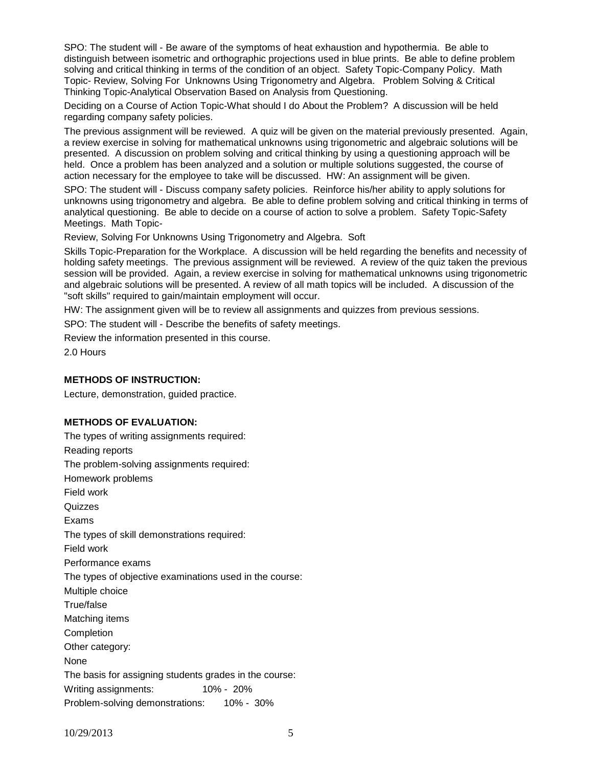SPO: The student will - Be aware of the symptoms of heat exhaustion and hypothermia. Be able to distinguish between isometric and orthographic projections used in blue prints. Be able to define problem solving and critical thinking in terms of the condition of an object. Safety Topic-Company Policy. Math Topic- Review, Solving For Unknowns Using Trigonometry and Algebra. Problem Solving & Critical Thinking Topic-Analytical Observation Based on Analysis from Questioning.

Deciding on a Course of Action Topic-What should I do About the Problem? A discussion will be held regarding company safety policies.

The previous assignment will be reviewed. A quiz will be given on the material previously presented. Again, a review exercise in solving for mathematical unknowns using trigonometric and algebraic solutions will be presented. A discussion on problem solving and critical thinking by using a questioning approach will be held. Once a problem has been analyzed and a solution or multiple solutions suggested, the course of action necessary for the employee to take will be discussed. HW: An assignment will be given.

SPO: The student will - Discuss company safety policies. Reinforce his/her ability to apply solutions for unknowns using trigonometry and algebra. Be able to define problem solving and critical thinking in terms of analytical questioning. Be able to decide on a course of action to solve a problem. Safety Topic-Safety Meetings. Math Topic-

Review, Solving For Unknowns Using Trigonometry and Algebra. Soft

Skills Topic-Preparation for the Workplace. A discussion will be held regarding the benefits and necessity of holding safety meetings. The previous assignment will be reviewed. A review of the quiz taken the previous session will be provided. Again, a review exercise in solving for mathematical unknowns using trigonometric and algebraic solutions will be presented. A review of all math topics will be included. A discussion of the "soft skills" required to gain/maintain employment will occur.

HW: The assignment given will be to review all assignments and quizzes from previous sessions.

SPO: The student will - Describe the benefits of safety meetings.

Review the information presented in this course.

2.0 Hours

**METHODS OF INSTRUCTION:**

Lecture, demonstration, guided practice.

**METHODS OF EVALUATION:**

The types of writing assignments required:

Reading reports

The problem-solving assignments required:

Homework problems

Field work

Quizzes

Exams

The types of skill demonstrations required:

Field work

Performance exams

The types of objective examinations used in the course:

Multiple choice

True/false

Matching items

Completion

Other category:

None

The basis for assigning students grades in the course:

Writing assignments: 10% - 20%

Problem-solving demonstrations: 10% - 30%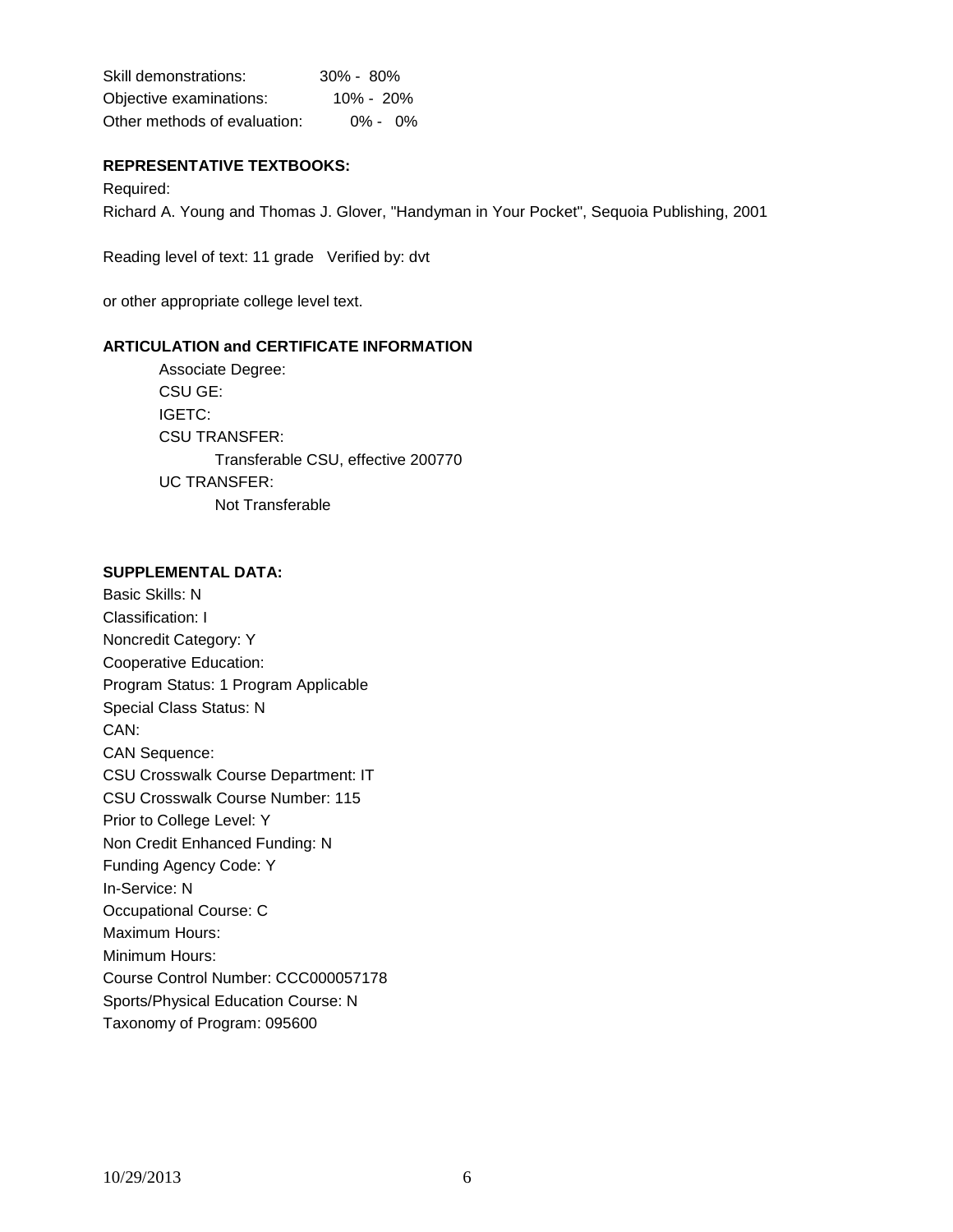| | |
|---|---|
| Skill demonstrations: | 30% - 80% |
| Objective examinations: | 10% - 20% |
| Other methods of evaluation: | 0% - 0% |

**REPRESENTATIVE TEXTBOOKS:**

Required:

Richard A. Young and Thomas J. Glover, "Handyman in Your Pocket", Sequoia Publishing, 2001

Reading level of text: 11 grade Verified by: dvt

or other appropriate college level text.

**ARTICULATION and CERTIFICATE INFORMATION**

Associate Degree:
CSU GE:
IGETC:
CSU TRANSFER:
  Transferable CSU, effective 200770
UC TRANSFER:
  Not Transferable

**SUPPLEMENTAL DATA:**

Basic Skills: N
Classification: I
Noncredit Category: Y
Cooperative Education:
Program Status: 1 Program Applicable
Special Class Status: N
CAN:
CAN Sequence:
CSU Crosswalk Course Department: IT
CSU Crosswalk Course Number: 115
Prior to College Level: Y
Non Credit Enhanced Funding: N
Funding Agency Code: Y
In-Service: N
Occupational Course: C
Maximum Hours:
Minimum Hours:
Course Control Number: CCC000057178
Sports/Physical Education Course: N
Taxonomy of Program: 095600